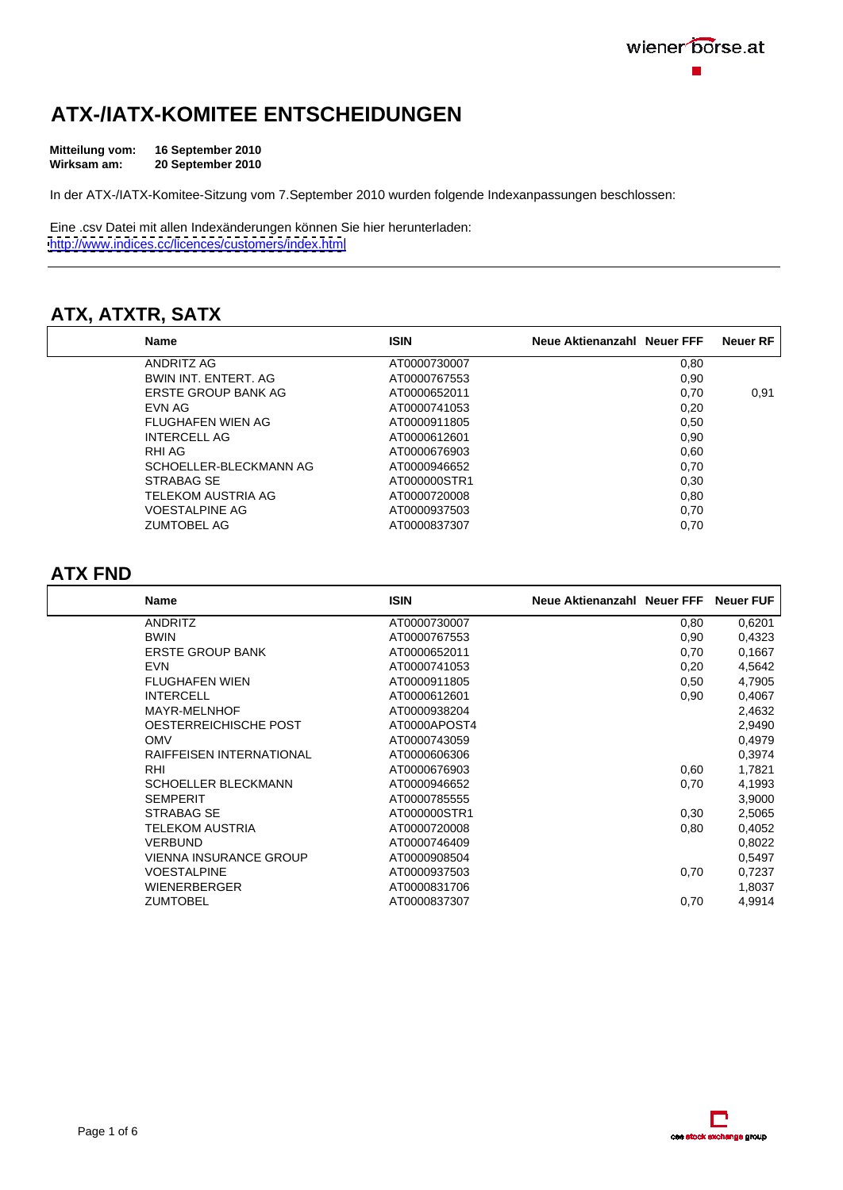# ATX-/IATX-KOMITEE ENTSCHEIDUNGEN

**Mitteilung vom:** **16 September 2010**
**Wirksam am:** **20 September 2010**

In der ATX-/IATX-Komitee-Sitzung vom 7.September 2010 wurden folgende Indexanpassungen beschlossen:

Eine .csv Datei mit allen Indexänderungen können Sie hier herunterladen:
http://www.indices.cc/licences/customers/index.html

---

## ATX, ATXTR, SATX

| Name | ISIN | Neue Aktienanzahl | Neuer FFF | Neuer RF |
|---|---|---|---|---|
| ANDRITZ AG | AT0000730007 | | 0,80 | |
| BWIN INT. ENTERT. AG | AT0000767553 | | 0,90 | |
| ERSTE GROUP BANK AG | AT0000652011 | | 0,70 | 0,91 |
| EVN AG | AT0000741053 | | 0,20 | |
| FLUGHAFEN WIEN AG | AT0000911805 | | 0,50 | |
| INTERCELL AG | AT0000612601 | | 0,90 | |
| RHI AG | AT0000676903 | | 0,60 | |
| SCHOELLER-BLECKMANN AG | AT0000946652 | | 0,70 | |
| STRABAG SE | AT000000STR1 | | 0,30 | |
| TELEKOM AUSTRIA AG | AT0000720008 | | 0,80 | |
| VOESTALPINE AG | AT0000937503 | | 0,70 | |
| ZUMTOBEL AG | AT0000837307 | | 0,70 | |

## ATX FND

| Name | ISIN | Neue Aktienanzahl | Neuer FFF | Neuer FUF |
|---|---|---|---|---|
| ANDRITZ | AT0000730007 | | 0,80 | 0,6201 |
| BWIN | AT0000767553 | | 0,90 | 0,4323 |
| ERSTE GROUP BANK | AT0000652011 | | 0,70 | 0,1667 |
| EVN | AT0000741053 | | 0,20 | 4,5642 |
| FLUGHAFEN WIEN | AT0000911805 | | 0,50 | 4,7905 |
| INTERCELL | AT0000612601 | | 0,90 | 0,4067 |
| MAYR-MELNHOF | AT0000938204 | | | 2,4632 |
| OESTERREICHISCHE POST | AT0000APOST4 | | | 2,9490 |
| OMV | AT0000743059 | | | 0,4979 |
| RAIFFEISEN INTERNATIONAL | AT0000606306 | | | 0,3974 |
| RHI | AT0000676903 | | 0,60 | 1,7821 |
| SCHOELLER BLECKMANN | AT0000946652 | | 0,70 | 4,1993 |
| SEMPERIT | AT0000785555 | | | 3,9000 |
| STRABAG SE | AT000000STR1 | | 0,30 | 2,5065 |
| TELEKOM AUSTRIA | AT0000720008 | | 0,80 | 0,4052 |
| VERBUND | AT0000746409 | | | 0,8022 |
| VIENNA INSURANCE GROUP | AT0000908504 | | | 0,5497 |
| VOESTALPINE | AT0000937503 | | 0,70 | 0,7237 |
| WIENERBERGER | AT0000831706 | | | 1,8037 |
| ZUMTOBEL | AT0000837307 | | 0,70 | 4,9914 |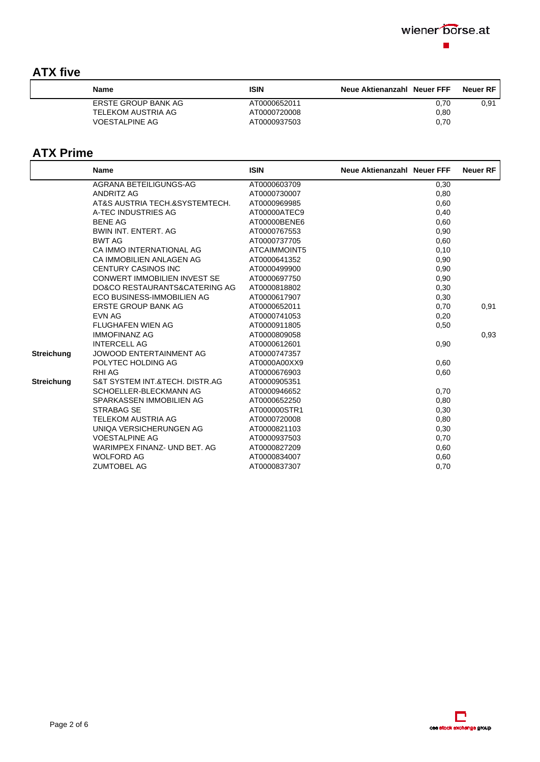## ATX five

| | Name | ISIN | Neue Aktienanzahl | Neuer FFF | Neuer RF |
|---|---|---|---|---|---|
| | ERSTE GROUP BANK AG | AT0000652011 | | 0,70 | 0,91 |
| | TELEKOM AUSTRIA AG | AT0000720008 | | 0,80 | |
| | VOESTALPINE AG | AT0000937503 | | 0,70 | |

## ATX Prime

| | Name | ISIN | Neue Aktienanzahl | Neuer FFF | Neuer RF |
|---|---|---|---|---|---|
| | AGRANA BETEILIGUNGS-AG | AT0000603709 | | 0,30 | |
| | ANDRITZ AG | AT0000730007 | | 0,80 | |
| | AT&S AUSTRIA TECH.&SYSTEMTECH. | AT0000969985 | | 0,60 | |
| | A-TEC INDUSTRIES AG | AT00000ATEC9 | | 0,40 | |
| | BENE AG | AT00000BENE6 | | 0,60 | |
| | BWIN INT. ENTERT. AG | AT0000767553 | | 0,90 | |
| | BWT AG | AT0000737705 | | 0,60 | |
| | CA IMMO INTERNATIONAL AG | ATCAIMMOINT5 | | 0,10 | |
| | CA IMMOBILIEN ANLAGEN AG | AT0000641352 | | 0,90 | |
| | CENTURY CASINOS INC | AT0000499900 | | 0,90 | |
| | CONWERT IMMOBILIEN INVEST SE | AT0000697750 | | 0,90 | |
| | DO&CO RESTAURANTS&CATERING AG | AT0000818802 | | 0,30 | |
| | ECO BUSINESS-IMMOBILIEN AG | AT0000617907 | | 0,30 | |
| | ERSTE GROUP BANK AG | AT0000652011 | | 0,70 | 0,91 |
| | EVN AG | AT0000741053 | | 0,20 | |
| | FLUGHAFEN WIEN AG | AT0000911805 | | 0,50 | |
| | IMMOFINANZ AG | AT0000809058 | | | 0,93 |
| | INTERCELL AG | AT0000612601 | | 0,90 | |
| **Streichung** | JOWOOD ENTERTAINMENT AG | AT0000747357 | | | |
| | POLYTEC HOLDING AG | AT0000A00XX9 | | 0,60 | |
| | RHI AG | AT0000676903 | | 0,60 | |
| **Streichung** | S&T SYSTEM INT.&TECH. DISTR.AG | AT0000905351 | | | |
| | SCHOELLER-BLECKMANN AG | AT0000946652 | | 0,70 | |
| | SPARKASSEN IMMOBILIEN AG | AT0000652250 | | 0,80 | |
| | STRABAG SE | AT000000STR1 | | 0,30 | |
| | TELEKOM AUSTRIA AG | AT0000720008 | | 0,80 | |
| | UNIQA VERSICHERUNGEN AG | AT0000821103 | | 0,30 | |
| | VOESTALPINE AG | AT0000937503 | | 0,70 | |
| | WARIMPEX FINANZ- UND BET. AG | AT0000827209 | | 0,60 | |
| | WOLFORD AG | AT0000834007 | | 0,60 | |
| | ZUMTOBEL AG | AT0000837307 | | 0,70 | |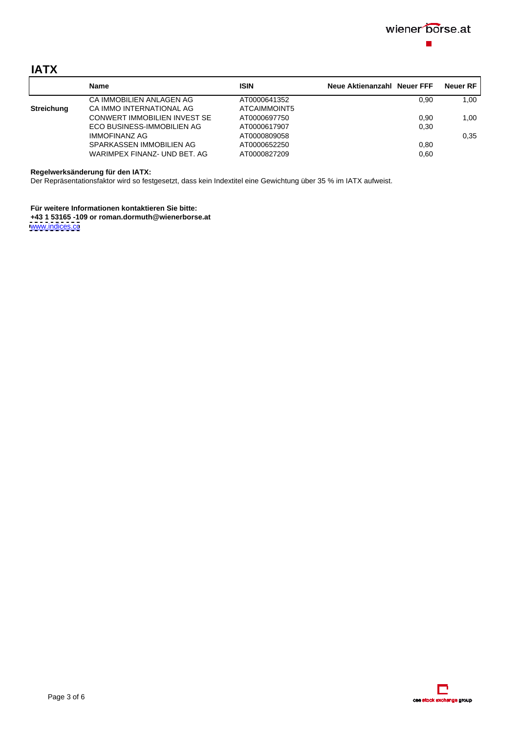# IATX

| | Name | ISIN | Neue Aktienanzahl | Neuer FFF | Neuer RF |
|---|---|---|---|---|---|
| | CA IMMOBILIEN ANLAGEN AG | AT0000641352 | | 0,90 | 1,00 |
| Streichung | CA IMMO INTERNATIONAL AG | ATCAIMMOINT5 | | | |
| | CONWERT IMMOBILIEN INVEST SE | AT0000697750 | | 0,90 | 1,00 |
| | ECO BUSINESS-IMMOBILIEN AG | AT0000617907 | | 0,30 | |
| | IMMOFINANZ AG | AT0000809058 | | | 0,35 |
| | SPARKASSEN IMMOBILIEN AG | AT0000652250 | | 0,80 | |
| | WARIMPEX FINANZ- UND BET. AG | AT0000827209 | | 0,60 | |

**Regelwerksänderung für den IATX:**
Der Repräsentationsfaktor wird so festgesetzt, dass kein Indextitel eine Gewichtung über 35 % im IATX aufweist.

**Für weitere Informationen kontaktieren Sie bitte:**
**+43 1 53165 -109 or roman.dormuth@wienerborse.at**
www.indices.cc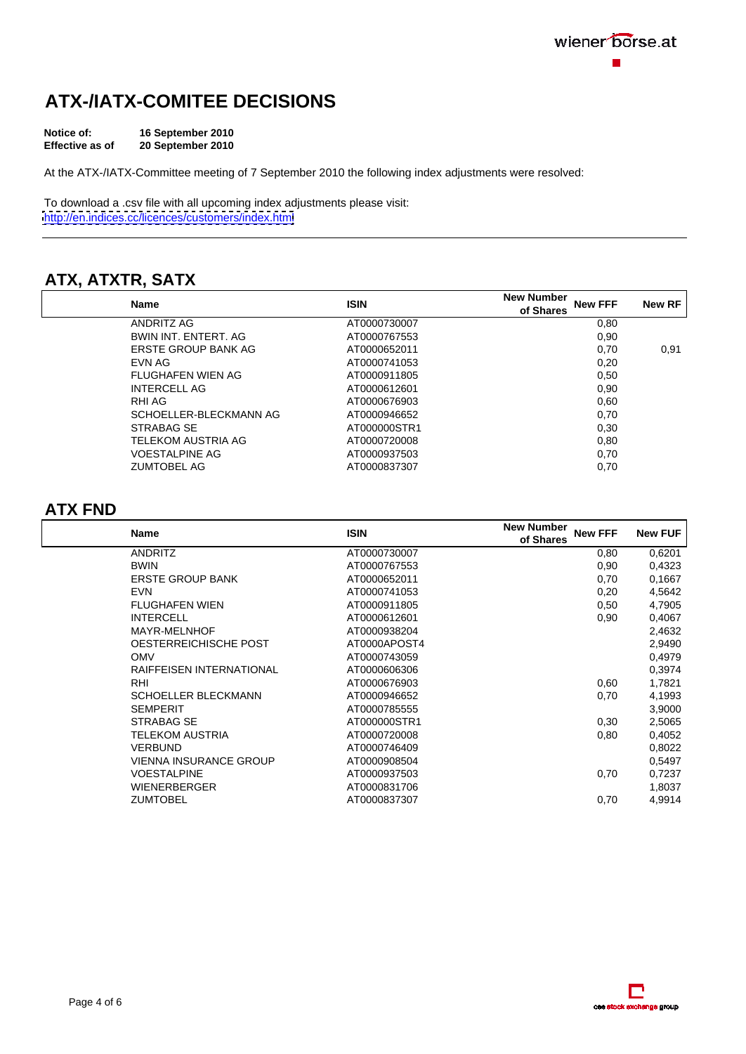# ATX-/IATX-COMITEE DECISIONS

**Notice of:** **16 September 2010**
**Effective as of** **20 September 2010**

At the ATX-/IATX-Committee meeting of 7 September 2010 the following index adjustments were resolved:

To download a .csv file with all upcoming index adjustments please visit:
http://en.indices.cc/licences/customers/index.html

## ATX, ATXTR, SATX

| Name | ISIN | New Number of Shares | New FFF | New RF |
|---|---|---|---|---|
| ANDRITZ AG | AT0000730007 | | 0,80 | |
| BWIN INT. ENTERT. AG | AT0000767553 | | 0,90 | |
| ERSTE GROUP BANK AG | AT0000652011 | | 0,70 | 0,91 |
| EVN AG | AT0000741053 | | 0,20 | |
| FLUGHAFEN WIEN AG | AT0000911805 | | 0,50 | |
| INTERCELL AG | AT0000612601 | | 0,90 | |
| RHI AG | AT0000676903 | | 0,60 | |
| SCHOELLER-BLECKMANN AG | AT0000946652 | | 0,70 | |
| STRABAG SE | AT000000STR1 | | 0,30 | |
| TELEKOM AUSTRIA AG | AT0000720008 | | 0,80 | |
| VOESTALPINE AG | AT0000937503 | | 0,70 | |
| ZUMTOBEL AG | AT0000837307 | | 0,70 | |

## ATX FND

| Name | ISIN | New Number of Shares | New FFF | New FUF |
|---|---|---|---|---|
| ANDRITZ | AT0000730007 | | 0,80 | 0,6201 |
| BWIN | AT0000767553 | | 0,90 | 0,4323 |
| ERSTE GROUP BANK | AT0000652011 | | 0,70 | 0,1667 |
| EVN | AT0000741053 | | 0,20 | 4,5642 |
| FLUGHAFEN WIEN | AT0000911805 | | 0,50 | 4,7905 |
| INTERCELL | AT0000612601 | | 0,90 | 0,4067 |
| MAYR-MELNHOF | AT0000938204 | | | 2,4632 |
| OESTERREICHISCHE POST | AT0000APOST4 | | | 2,9490 |
| OMV | AT0000743059 | | | 0,4979 |
| RAIFFEISEN INTERNATIONAL | AT0000606306 | | | 0,3974 |
| RHI | AT0000676903 | | 0,60 | 1,7821 |
| SCHOELLER BLECKMANN | AT0000946652 | | 0,70 | 4,1993 |
| SEMPERIT | AT0000785555 | | | 3,9000 |
| STRABAG SE | AT000000STR1 | | 0,30 | 2,5065 |
| TELEKOM AUSTRIA | AT0000720008 | | 0,80 | 0,4052 |
| VERBUND | AT0000746409 | | | 0,8022 |
| VIENNA INSURANCE GROUP | AT0000908504 | | | 0,5497 |
| VOESTALPINE | AT0000937503 | | 0,70 | 0,7237 |
| WIENERBERGER | AT0000831706 | | | 1,8037 |
| ZUMTOBEL | AT0000837307 | | 0,70 | 4,9914 |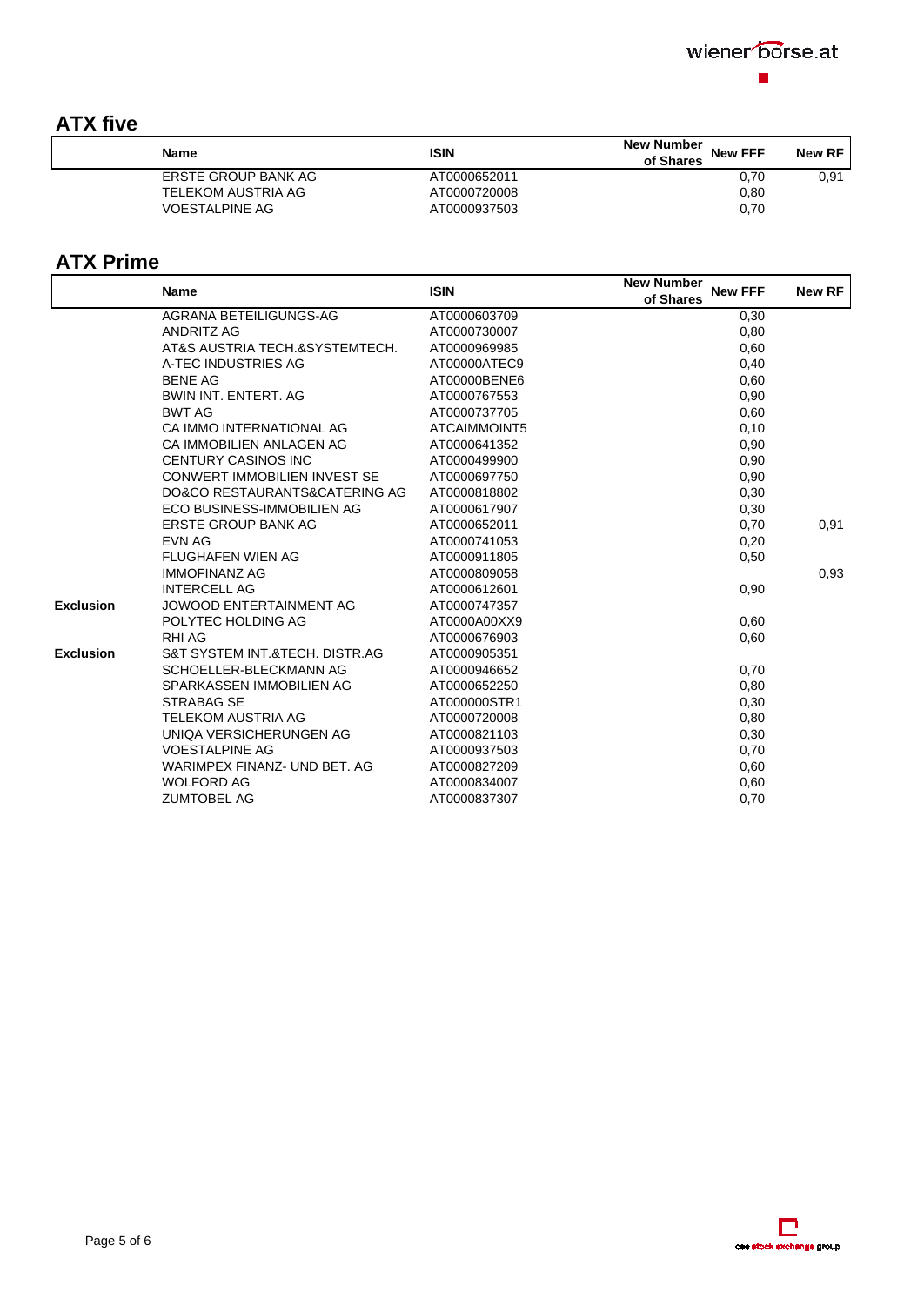## ATX five

| Name | ISIN | New Number of Shares | New FFF | New RF |
|---|---|---|---|---|
| ERSTE GROUP BANK AG | AT0000652011 | | 0,70 | 0,91 |
| TELEKOM AUSTRIA AG | AT0000720008 | | 0,80 | |
| VOESTALPINE AG | AT0000937503 | | 0,70 | |

## ATX Prime

| | Name | ISIN | New Number of Shares | New FFF | New RF |
|---|---|---|---|---|---|
| | AGRANA BETEILIGUNGS-AG | AT0000603709 | | 0,30 | |
| | ANDRITZ AG | AT0000730007 | | 0,80 | |
| | AT&S AUSTRIA TECH.&SYSTEMTECH. | AT0000969985 | | 0,60 | |
| | A-TEC INDUSTRIES AG | AT00000ATEC9 | | 0,40 | |
| | BENE AG | AT00000BENE6 | | 0,60 | |
| | BWIN INT. ENTERT. AG | AT0000767553 | | 0,90 | |
| | BWT AG | AT0000737705 | | 0,60 | |
| | CA IMMO INTERNATIONAL AG | ATCAIMMOINT5 | | 0,10 | |
| | CA IMMOBILIEN ANLAGEN AG | AT0000641352 | | 0,90 | |
| | CENTURY CASINOS INC | AT0000499900 | | 0,90 | |
| | CONWERT IMMOBILIEN INVEST SE | AT0000697750 | | 0,90 | |
| | DO&CO RESTAURANTS&CATERING AG | AT0000818802 | | 0,30 | |
| | ECO BUSINESS-IMMOBILIEN AG | AT0000617907 | | 0,30 | |
| | ERSTE GROUP BANK AG | AT0000652011 | | 0,70 | 0,91 |
| | EVN AG | AT0000741053 | | 0,20 | |
| | FLUGHAFEN WIEN AG | AT0000911805 | | 0,50 | |
| | IMMOFINANZ AG | AT0000809058 | | | 0,93 |
| | INTERCELL AG | AT0000612601 | | 0,90 | |
| **Exclusion** | JOWOOD ENTERTAINMENT AG | AT0000747357 | | | |
| | POLYTEC HOLDING AG | AT0000A00XX9 | | 0,60 | |
| | RHI AG | AT0000676903 | | 0,60 | |
| **Exclusion** | S&T SYSTEM INT.&TECH. DISTR.AG | AT0000905351 | | | |
| | SCHOELLER-BLECKMANN AG | AT0000946652 | | 0,70 | |
| | SPARKASSEN IMMOBILIEN AG | AT0000652250 | | 0,80 | |
| | STRABAG SE | AT000000STR1 | | 0,30 | |
| | TELEKOM AUSTRIA AG | AT0000720008 | | 0,80 | |
| | UNIQA VERSICHERUNGEN AG | AT0000821103 | | 0,30 | |
| | VOESTALPINE AG | AT0000937503 | | 0,70 | |
| | WARIMPEX FINANZ- UND BET. AG | AT0000827209 | | 0,60 | |
| | WOLFORD AG | AT0000834007 | | 0,60 | |
| | ZUMTOBEL AG | AT0000837307 | | 0,70 | |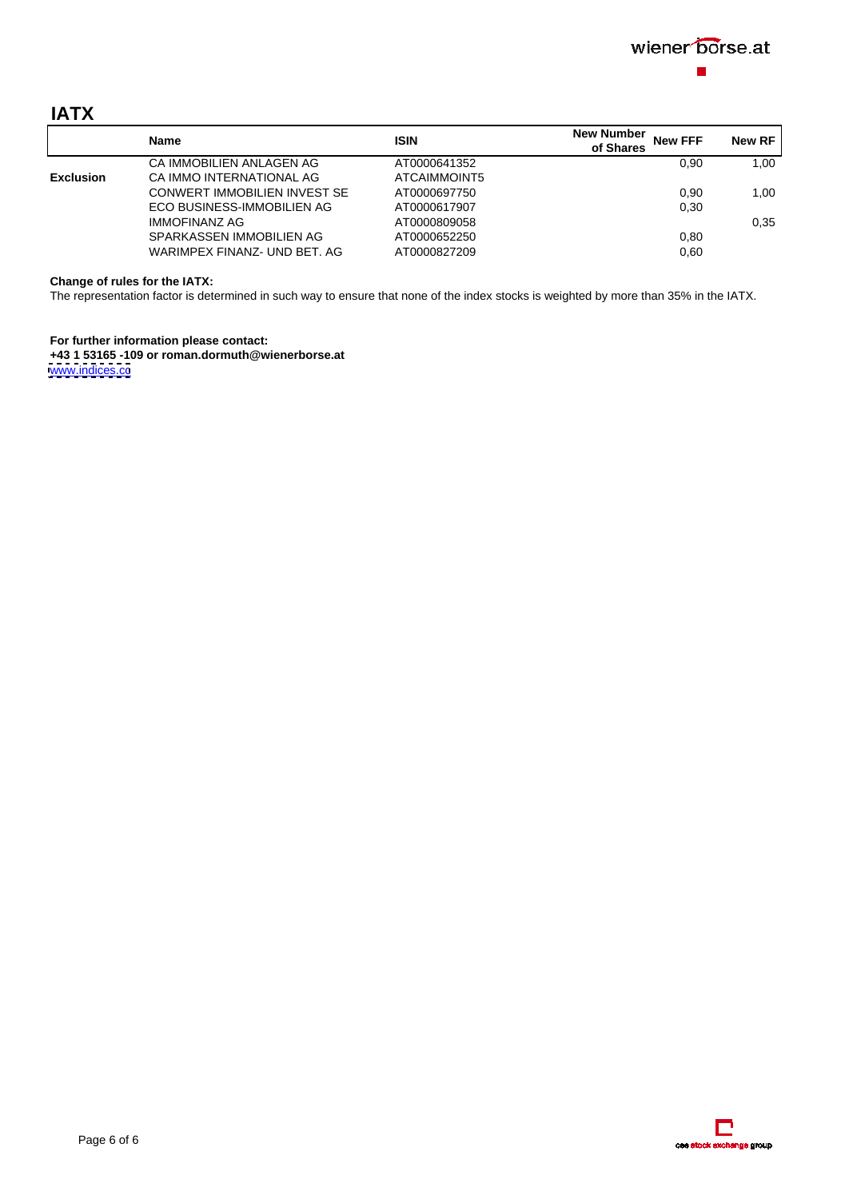## IATX

| | Name | ISIN | New Number of Shares | New FFF | New RF |
|---|---|---|---|---|---|
| | CA IMMOBILIEN ANLAGEN AG | AT0000641352 | | 0,90 | 1,00 |
| **Exclusion** | CA IMMO INTERNATIONAL AG | ATCAIMMOINT5 | | | |
| | CONWERT IMMOBILIEN INVEST SE | AT0000697750 | | 0,90 | 1,00 |
| | ECO BUSINESS-IMMOBILIEN AG | AT0000617907 | | 0,30 | |
| | IMMOFINANZ AG | AT0000809058 | | | 0,35 |
| | SPARKASSEN IMMOBILIEN AG | AT0000652250 | | 0,80 | |
| | WARIMPEX FINANZ- UND BET. AG | AT0000827209 | | 0,60 | |

**Change of rules for the IATX:**

The representation factor is determined in such way to ensure that none of the index stocks is weighted by more than 35% in the IATX.

**For further information please contact:**
**+43 1 53165 -109 or roman.dormuth@wienerborse.at**
www.indices.cc